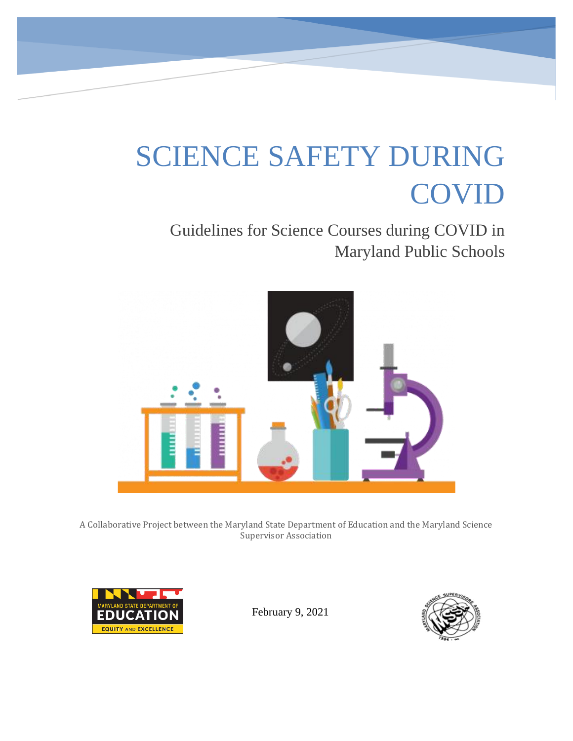# SCIENCE SAFETY DURING COVID

## Guidelines for Science Courses during COVID in Maryland Public Schools

A Collaborative Project between the Maryland State Department of Education and the Maryland Science Supervisor Association

February 9, 2021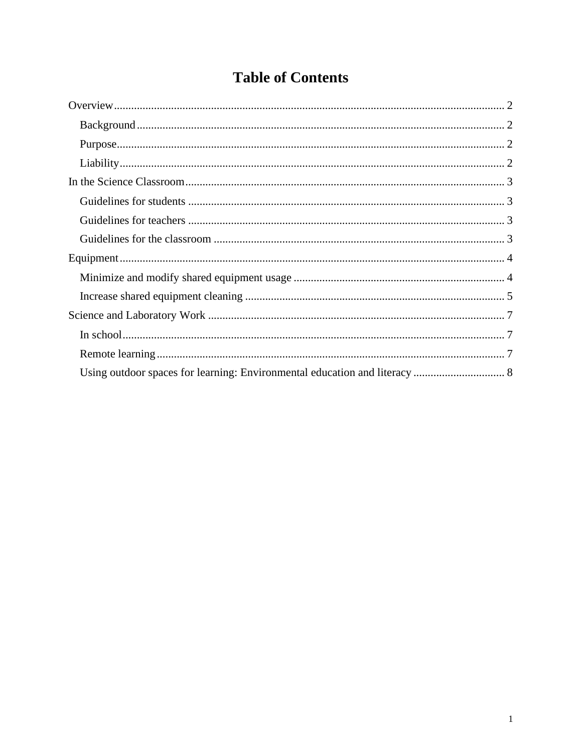# Table of Contents

- Overview ..... 2
  - Background ..... 2
  - Purpose ..... 2
  - Liability ..... 2
- In the Science Classroom ..... 3
  - Guidelines for students ..... 3
  - Guidelines for teachers ..... 3
  - Guidelines for the classroom ..... 3
- Equipment ..... 4
  - Minimize and modify shared equipment usage ..... 4
  - Increase shared equipment cleaning ..... 5
- Science and Laboratory Work ..... 7
  - In school ..... 7
  - Remote learning ..... 7
  - Using outdoor spaces for learning: Environmental education and literacy ..... 8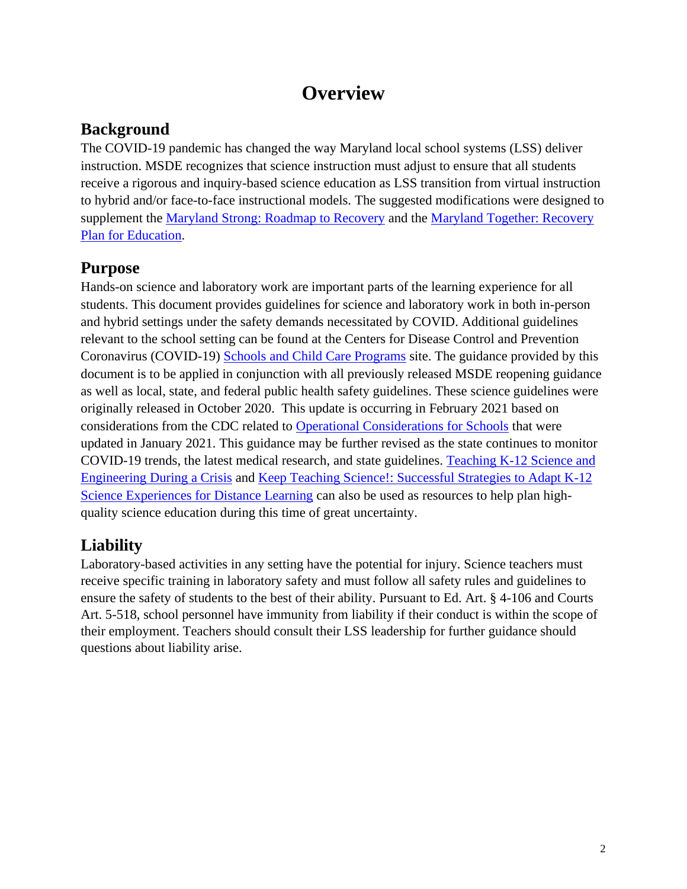# Overview

## Background

The COVID-19 pandemic has changed the way Maryland local school systems (LSS) deliver instruction. MSDE recognizes that science instruction must adjust to ensure that all students receive a rigorous and inquiry-based science education as LSS transition from virtual instruction to hybrid and/or face-to-face instructional models. The suggested modifications were designed to supplement the Maryland Strong: Roadmap to Recovery and the Maryland Together: Recovery Plan for Education.

## Purpose

Hands-on science and laboratory work are important parts of the learning experience for all students. This document provides guidelines for science and laboratory work in both in-person and hybrid settings under the safety demands necessitated by COVID. Additional guidelines relevant to the school setting can be found at the Centers for Disease Control and Prevention Coronavirus (COVID-19) Schools and Child Care Programs site. The guidance provided by this document is to be applied in conjunction with all previously released MSDE reopening guidance as well as local, state, and federal public health safety guidelines. These science guidelines were originally released in October 2020. This update is occurring in February 2021 based on considerations from the CDC related to Operational Considerations for Schools that were updated in January 2021. This guidance may be further revised as the state continues to monitor COVID-19 trends, the latest medical research, and state guidelines. Teaching K-12 Science and Engineering During a Crisis and Keep Teaching Science!: Successful Strategies to Adapt K-12 Science Experiences for Distance Learning can also be used as resources to help plan high-quality science education during this time of great uncertainty.

## Liability

Laboratory-based activities in any setting have the potential for injury. Science teachers must receive specific training in laboratory safety and must follow all safety rules and guidelines to ensure the safety of students to the best of their ability. Pursuant to Ed. Art. § 4-106 and Courts Art. 5-518, school personnel have immunity from liability if their conduct is within the scope of their employment. Teachers should consult their LSS leadership for further guidance should questions about liability arise.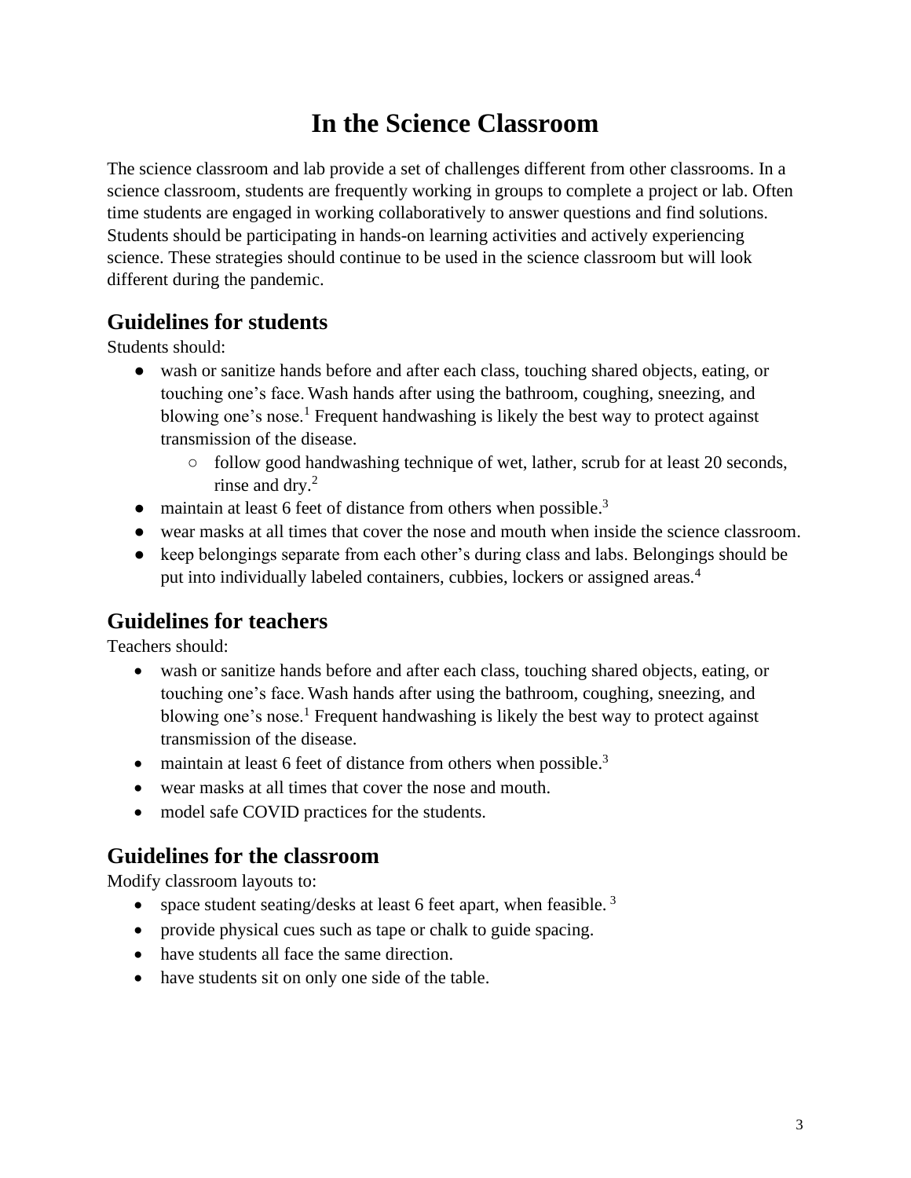# In the Science Classroom

The science classroom and lab provide a set of challenges different from other classrooms. In a science classroom, students are frequently working in groups to complete a project or lab. Often time students are engaged in working collaboratively to answer questions and find solutions. Students should be participating in hands-on learning activities and actively experiencing science. These strategies should continue to be used in the science classroom but will look different during the pandemic.

## Guidelines for students

Students should:

- wash or sanitize hands before and after each class, touching shared objects, eating, or touching one's face. Wash hands after using the bathroom, coughing, sneezing, and blowing one's nose.[1] Frequent handwashing is likely the best way to protect against transmission of the disease.
  - follow good handwashing technique of wet, lather, scrub for at least 20 seconds, rinse and dry.[2]
- maintain at least 6 feet of distance from others when possible.[3]
- wear masks at all times that cover the nose and mouth when inside the science classroom.
- keep belongings separate from each other's during class and labs. Belongings should be put into individually labeled containers, cubbies, lockers or assigned areas.[4]

## Guidelines for teachers

Teachers should:

- wash or sanitize hands before and after each class, touching shared objects, eating, or touching one's face. Wash hands after using the bathroom, coughing, sneezing, and blowing one's nose.[1] Frequent handwashing is likely the best way to protect against transmission of the disease.
- maintain at least 6 feet of distance from others when possible.[3]
- wear masks at all times that cover the nose and mouth.
- model safe COVID practices for the students.

## Guidelines for the classroom

Modify classroom layouts to:

- space student seating/desks at least 6 feet apart, when feasible.[3]
- provide physical cues such as tape or chalk to guide spacing.
- have students all face the same direction.
- have students sit on only one side of the table.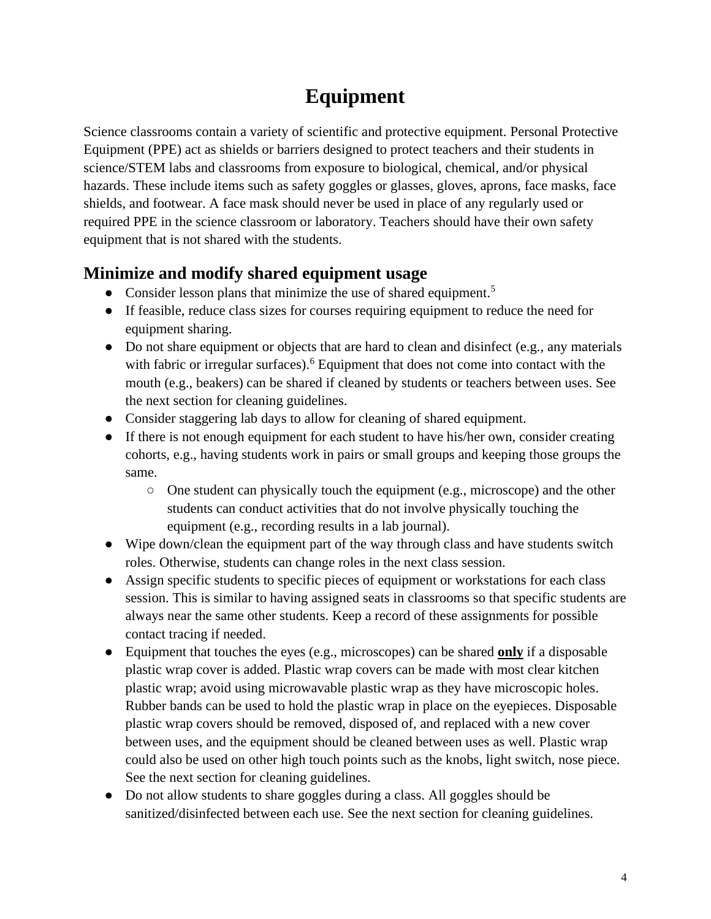# Equipment

Science classrooms contain a variety of scientific and protective equipment. Personal Protective Equipment (PPE) act as shields or barriers designed to protect teachers and their students in science/STEM labs and classrooms from exposure to biological, chemical, and/or physical hazards. These include items such as safety goggles or glasses, gloves, aprons, face masks, face shields, and footwear. A face mask should never be used in place of any regularly used or required PPE in the science classroom or laboratory. Teachers should have their own safety equipment that is not shared with the students.

## Minimize and modify shared equipment usage

- Consider lesson plans that minimize the use of shared equipment.[5]
- If feasible, reduce class sizes for courses requiring equipment to reduce the need for equipment sharing.
- Do not share equipment or objects that are hard to clean and disinfect (e.g., any materials with fabric or irregular surfaces).[6] Equipment that does not come into contact with the mouth (e.g., beakers) can be shared if cleaned by students or teachers between uses. See the next section for cleaning guidelines.
- Consider staggering lab days to allow for cleaning of shared equipment.
- If there is not enough equipment for each student to have his/her own, consider creating cohorts, e.g., having students work in pairs or small groups and keeping those groups the same.
  - One student can physically touch the equipment (e.g., microscope) and the other students can conduct activities that do not involve physically touching the equipment (e.g., recording results in a lab journal).
- Wipe down/clean the equipment part of the way through class and have students switch roles. Otherwise, students can change roles in the next class session.
- Assign specific students to specific pieces of equipment or workstations for each class session. This is similar to having assigned seats in classrooms so that specific students are always near the same other students. Keep a record of these assignments for possible contact tracing if needed.
- Equipment that touches the eyes (e.g., microscopes) can be shared **only** if a disposable plastic wrap cover is added. Plastic wrap covers can be made with most clear kitchen plastic wrap; avoid using microwavable plastic wrap as they have microscopic holes. Rubber bands can be used to hold the plastic wrap in place on the eyepieces. Disposable plastic wrap covers should be removed, disposed of, and replaced with a new cover between uses, and the equipment should be cleaned between uses as well. Plastic wrap could also be used on other high touch points such as the knobs, light switch, nose piece. See the next section for cleaning guidelines.
- Do not allow students to share goggles during a class. All goggles should be sanitized/disinfected between each use. See the next section for cleaning guidelines.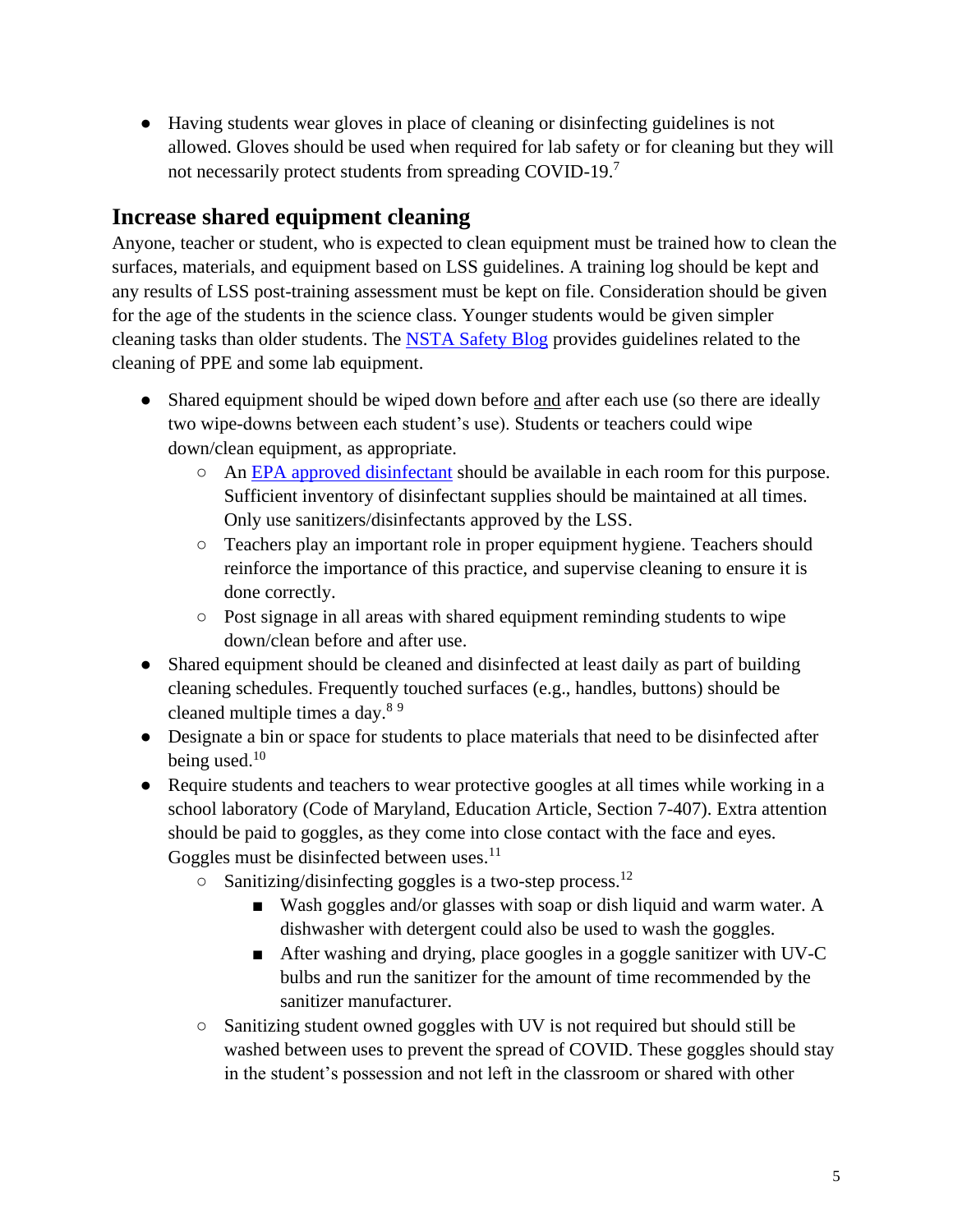- Having students wear gloves in place of cleaning or disinfecting guidelines is not allowed. Gloves should be used when required for lab safety or for cleaning but they will not necessarily protect students from spreading COVID-19.[7]

## Increase shared equipment cleaning

Anyone, teacher or student, who is expected to clean equipment must be trained how to clean the surfaces, materials, and equipment based on LSS guidelines. A training log should be kept and any results of LSS post-training assessment must be kept on file. Consideration should be given for the age of the students in the science class. Younger students would be given simpler cleaning tasks than older students. The NSTA Safety Blog provides guidelines related to the cleaning of PPE and some lab equipment.

- Shared equipment should be wiped down before and after each use (so there are ideally two wipe-downs between each student's use). Students or teachers could wipe down/clean equipment, as appropriate.
  - An EPA approved disinfectant should be available in each room for this purpose. Sufficient inventory of disinfectant supplies should be maintained at all times. Only use sanitizers/disinfectants approved by the LSS.
  - Teachers play an important role in proper equipment hygiene. Teachers should reinforce the importance of this practice, and supervise cleaning to ensure it is done correctly.
  - Post signage in all areas with shared equipment reminding students to wipe down/clean before and after use.
- Shared equipment should be cleaned and disinfected at least daily as part of building cleaning schedules. Frequently touched surfaces (e.g., handles, buttons) should be cleaned multiple times a day.[8] [9]
- Designate a bin or space for students to place materials that need to be disinfected after being used.[10]
- Require students and teachers to wear protective googles at all times while working in a school laboratory (Code of Maryland, Education Article, Section 7-407). Extra attention should be paid to goggles, as they come into close contact with the face and eyes. Goggles must be disinfected between uses.[11]
  - Sanitizing/disinfecting goggles is a two-step process.[12]
    - Wash goggles and/or glasses with soap or dish liquid and warm water. A dishwasher with detergent could also be used to wash the goggles.
    - After washing and drying, place googles in a goggle sanitizer with UV-C bulbs and run the sanitizer for the amount of time recommended by the sanitizer manufacturer.
  - Sanitizing student owned goggles with UV is not required but should still be washed between uses to prevent the spread of COVID. These goggles should stay in the student's possession and not left in the classroom or shared with other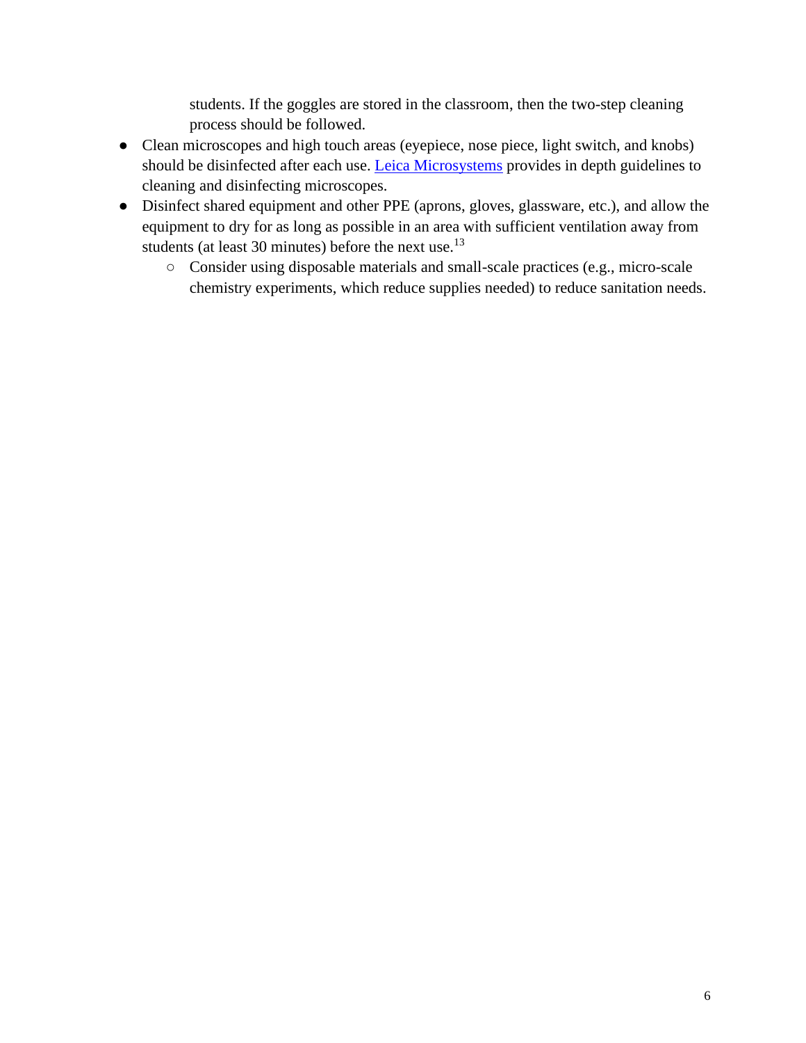students. If the goggles are stored in the classroom, then the two-step cleaning process should be followed.

- Clean microscopes and high touch areas (eyepiece, nose piece, light switch, and knobs) should be disinfected after each use. Leica Microsystems provides in depth guidelines to cleaning and disinfecting microscopes.
- Disinfect shared equipment and other PPE (aprons, gloves, glassware, etc.), and allow the equipment to dry for as long as possible in an area with sufficient ventilation away from students (at least 30 minutes) before the next use.[13]
  - Consider using disposable materials and small-scale practices (e.g., micro-scale chemistry experiments, which reduce supplies needed) to reduce sanitation needs.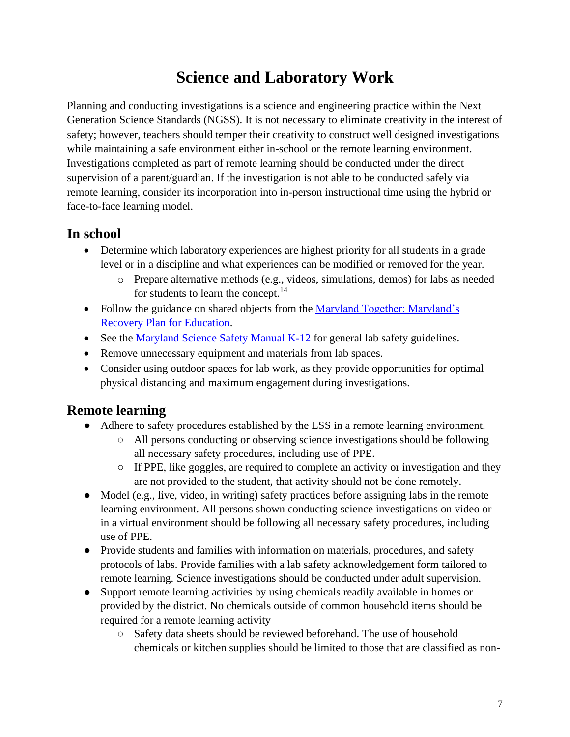# Science and Laboratory Work

Planning and conducting investigations is a science and engineering practice within the Next Generation Science Standards (NGSS). It is not necessary to eliminate creativity in the interest of safety; however, teachers should temper their creativity to construct well designed investigations while maintaining a safe environment either in-school or the remote learning environment. Investigations completed as part of remote learning should be conducted under the direct supervision of a parent/guardian. If the investigation is not able to be conducted safely via remote learning, consider its incorporation into in-person instructional time using the hybrid or face-to-face learning model.

## In school

- Determine which laboratory experiences are highest priority for all students in a grade level or in a discipline and what experiences can be modified or removed for the year.
  - Prepare alternative methods (e.g., videos, simulations, demos) for labs as needed for students to learn the concept.[14]
- Follow the guidance on shared objects from the Maryland Together: Maryland's Recovery Plan for Education.
- See the Maryland Science Safety Manual K-12 for general lab safety guidelines.
- Remove unnecessary equipment and materials from lab spaces.
- Consider using outdoor spaces for lab work, as they provide opportunities for optimal physical distancing and maximum engagement during investigations.

## Remote learning

- Adhere to safety procedures established by the LSS in a remote learning environment.
  - All persons conducting or observing science investigations should be following all necessary safety procedures, including use of PPE.
  - If PPE, like goggles, are required to complete an activity or investigation and they are not provided to the student, that activity should not be done remotely.
- Model (e.g., live, video, in writing) safety practices before assigning labs in the remote learning environment. All persons shown conducting science investigations on video or in a virtual environment should be following all necessary safety procedures, including use of PPE.
- Provide students and families with information on materials, procedures, and safety protocols of labs. Provide families with a lab safety acknowledgement form tailored to remote learning. Science investigations should be conducted under adult supervision.
- Support remote learning activities by using chemicals readily available in homes or provided by the district. No chemicals outside of common household items should be required for a remote learning activity
  - Safety data sheets should be reviewed beforehand. The use of household chemicals or kitchen supplies should be limited to those that are classified as non-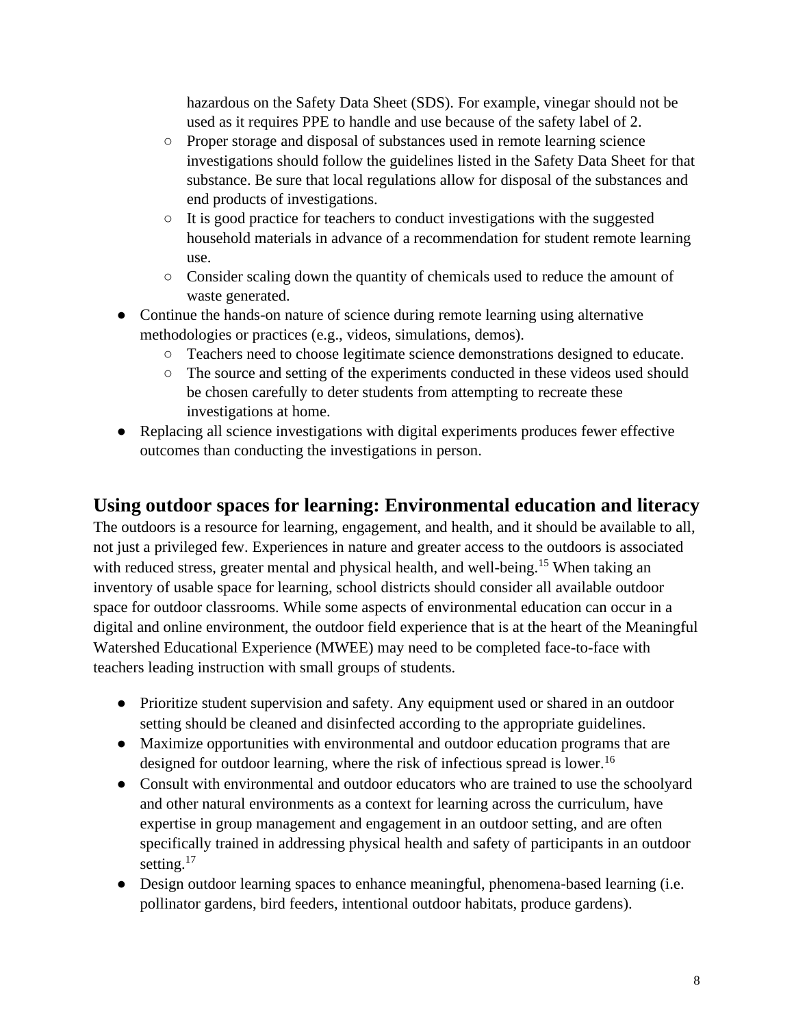hazardous on the Safety Data Sheet (SDS). For example, vinegar should not be used as it requires PPE to handle and use because of the safety label of 2.
    - Proper storage and disposal of substances used in remote learning science investigations should follow the guidelines listed in the Safety Data Sheet for that substance. Be sure that local regulations allow for disposal of the substances and end products of investigations.
    - It is good practice for teachers to conduct investigations with the suggested household materials in advance of a recommendation for student remote learning use.
    - Consider scaling down the quantity of chemicals used to reduce the amount of waste generated.
- Continue the hands-on nature of science during remote learning using alternative methodologies or practices (e.g., videos, simulations, demos).
    - Teachers need to choose legitimate science demonstrations designed to educate.
    - The source and setting of the experiments conducted in these videos used should be chosen carefully to deter students from attempting to recreate these investigations at home.
- Replacing all science investigations with digital experiments produces fewer effective outcomes than conducting the investigations in person.

## Using outdoor spaces for learning: Environmental education and literacy

The outdoors is a resource for learning, engagement, and health, and it should be available to all, not just a privileged few. Experiences in nature and greater access to the outdoors is associated with reduced stress, greater mental and physical health, and well-being.[15] When taking an inventory of usable space for learning, school districts should consider all available outdoor space for outdoor classrooms. While some aspects of environmental education can occur in a digital and online environment, the outdoor field experience that is at the heart of the Meaningful Watershed Educational Experience (MWEE) may need to be completed face-to-face with teachers leading instruction with small groups of students.

- Prioritize student supervision and safety. Any equipment used or shared in an outdoor setting should be cleaned and disinfected according to the appropriate guidelines.
- Maximize opportunities with environmental and outdoor education programs that are designed for outdoor learning, where the risk of infectious spread is lower.[16]
- Consult with environmental and outdoor educators who are trained to use the schoolyard and other natural environments as a context for learning across the curriculum, have expertise in group management and engagement in an outdoor setting, and are often specifically trained in addressing physical health and safety of participants in an outdoor setting.[17]
- Design outdoor learning spaces to enhance meaningful, phenomena-based learning (i.e. pollinator gardens, bird feeders, intentional outdoor habitats, produce gardens).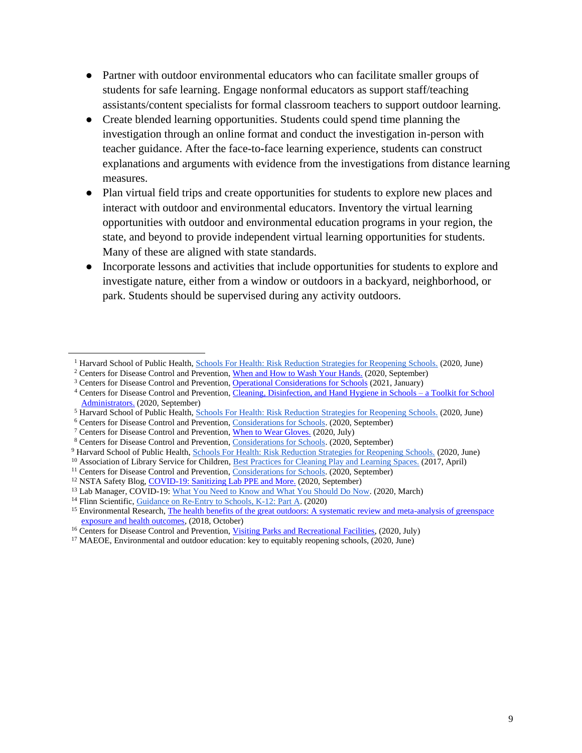- Partner with outdoor environmental educators who can facilitate smaller groups of students for safe learning. Engage nonformal educators as support staff/teaching assistants/content specialists for formal classroom teachers to support outdoor learning.
- Create blended learning opportunities. Students could spend time planning the investigation through an online format and conduct the investigation in-person with teacher guidance. After the face-to-face learning experience, students can construct explanations and arguments with evidence from the investigations from distance learning measures.
- Plan virtual field trips and create opportunities for students to explore new places and interact with outdoor and environmental educators. Inventory the virtual learning opportunities with outdoor and environmental education programs in your region, the state, and beyond to provide independent virtual learning opportunities for students. Many of these are aligned with state standards.
- Incorporate lessons and activities that include opportunities for students to explore and investigate nature, either from a window or outdoors in a backyard, neighborhood, or park. Students should be supervised during any activity outdoors.

---

[1] Harvard School of Public Health, Schools For Health: Risk Reduction Strategies for Reopening Schools. (2020, June)
[2] Centers for Disease Control and Prevention, When and How to Wash Your Hands. (2020, September)
[3] Centers for Disease Control and Prevention, Operational Considerations for Schools (2021, January)
[4] Centers for Disease Control and Prevention, Cleaning, Disinfection, and Hand Hygiene in Schools – a Toolkit for School Administrators. (2020, September)
[5] Harvard School of Public Health, Schools For Health: Risk Reduction Strategies for Reopening Schools. (2020, June)
[6] Centers for Disease Control and Prevention, Considerations for Schools. (2020, September)
[7] Centers for Disease Control and Prevention, When to Wear Gloves. (2020, July)
[8] Centers for Disease Control and Prevention, Considerations for Schools. (2020, September)
[9] Harvard School of Public Health, Schools For Health: Risk Reduction Strategies for Reopening Schools. (2020, June)
[10] Association of Library Service for Children, Best Practices for Cleaning Play and Learning Spaces. (2017, April)
[11] Centers for Disease Control and Prevention, Considerations for Schools. (2020, September)
[12] NSTA Safety Blog, COVID-19: Sanitizing Lab PPE and More. (2020, September)
[13] Lab Manager, COVID-19: What You Need to Know and What You Should Do Now. (2020, March)
[14] Flinn Scientific, Guidance on Re-Entry to Schools, K-12: Part A. (2020)
[15] Environmental Research, The health benefits of the great outdoors: A systematic review and meta-analysis of greenspace exposure and health outcomes, (2018, October)
[16] Centers for Disease Control and Prevention, Visiting Parks and Recreational Facilities, (2020, July)
[17] MAEOE, Environmental and outdoor education: key to equitably reopening schools, (2020, June)